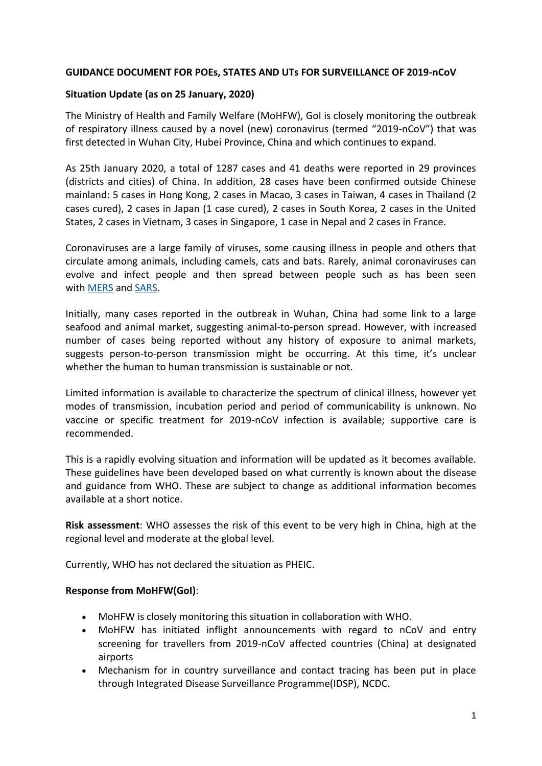**GUIDANCE DOCUMENT FOR POEs, STATES AND UTs FOR SURVEILLANCE OF 2019-nCoV**

**Situation Update (as on 25 January, 2020)**

The Ministry of Health and Family Welfare (MoHFW), GoI is closely monitoring the outbreak of respiratory illness caused by a novel (new) coronavirus (termed "2019-nCoV") that was first detected in Wuhan City, Hubei Province, China and which continues to expand.

As 25th January 2020, a total of 1287 cases and 41 deaths were reported in 29 provinces (districts and cities) of China. In addition, 28 cases have been confirmed outside Chinese mainland: 5 cases in Hong Kong, 2 cases in Macao, 3 cases in Taiwan, 4 cases in Thailand (2 cases cured), 2 cases in Japan (1 case cured), 2 cases in South Korea, 2 cases in the United States, 2 cases in Vietnam, 3 cases in Singapore, 1 case in Nepal and 2 cases in France.

Coronaviruses are a large family of viruses, some causing illness in people and others that circulate among animals, including camels, cats and bats. Rarely, animal coronaviruses can evolve and infect people and then spread between people such as has been seen with MERS and SARS.

Initially, many cases reported in the outbreak in Wuhan, China had some link to a large seafood and animal market, suggesting animal-to-person spread. However, with increased number of cases being reported without any history of exposure to animal markets, suggests person-to-person transmission might be occurring. At this time, it's unclear whether the human to human transmission is sustainable or not.

Limited information is available to characterize the spectrum of clinical illness, however yet modes of transmission, incubation period and period of communicability is unknown. No vaccine or specific treatment for 2019-nCoV infection is available; supportive care is recommended.

This is a rapidly evolving situation and information will be updated as it becomes available. These guidelines have been developed based on what currently is known about the disease and guidance from WHO. These are subject to change as additional information becomes available at a short notice.

**Risk assessment**: WHO assesses the risk of this event to be very high in China, high at the regional level and moderate at the global level.

Currently, WHO has not declared the situation as PHEIC.

**Response from MoHFW(GoI)**:

- MoHFW is closely monitoring this situation in collaboration with WHO.
- MoHFW has initiated inflight announcements with regard to nCoV and entry screening for travellers from 2019-nCoV affected countries (China) at designated airports
- Mechanism for in country surveillance and contact tracing has been put in place through Integrated Disease Surveillance Programme(IDSP), NCDC.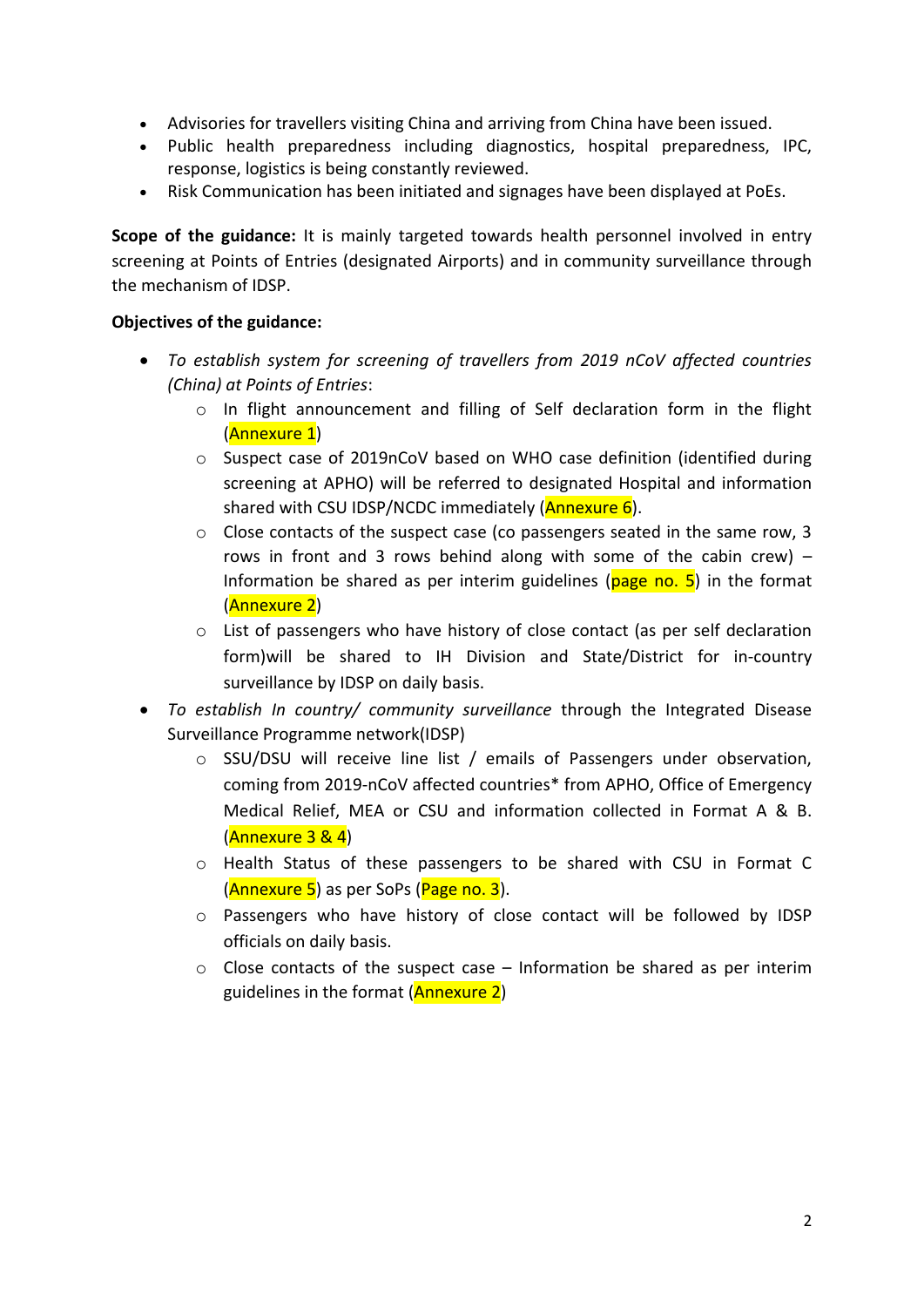- Advisories for travellers visiting China and arriving from China have been issued.
- Public health preparedness including diagnostics, hospital preparedness, IPC, response, logistics is being constantly reviewed.
- Risk Communication has been initiated and signages have been displayed at PoEs.

**Scope of the guidance:** It is mainly targeted towards health personnel involved in entry screening at Points of Entries (designated Airports) and in community surveillance through the mechanism of IDSP.

**Objectives of the guidance:**

- *To establish system for screening of travellers from 2019 nCoV affected countries (China) at Points of Entries*:
  - In flight announcement and filling of Self declaration form in the flight (Annexure 1)
  - Suspect case of 2019nCoV based on WHO case definition (identified during screening at APHO) will be referred to designated Hospital and information shared with CSU IDSP/NCDC immediately (Annexure 6).
  - Close contacts of the suspect case (co passengers seated in the same row, 3 rows in front and 3 rows behind along with some of the cabin crew) – Information be shared as per interim guidelines (page no. 5) in the format (Annexure 2)
  - List of passengers who have history of close contact (as per self declaration form)will be shared to IH Division and State/District for in-country surveillance by IDSP on daily basis.
- *To establish In country/ community surveillance* through the Integrated Disease Surveillance Programme network(IDSP)
  - SSU/DSU will receive line list / emails of Passengers under observation, coming from 2019-nCoV affected countries* from APHO, Office of Emergency Medical Relief, MEA or CSU and information collected in Format A & B. (Annexure 3 & 4)
  - Health Status of these passengers to be shared with CSU in Format C (Annexure 5) as per SoPs (Page no. 3).
  - Passengers who have history of close contact will be followed by IDSP officials on daily basis.
  - Close contacts of the suspect case – Information be shared as per interim guidelines in the format (Annexure 2)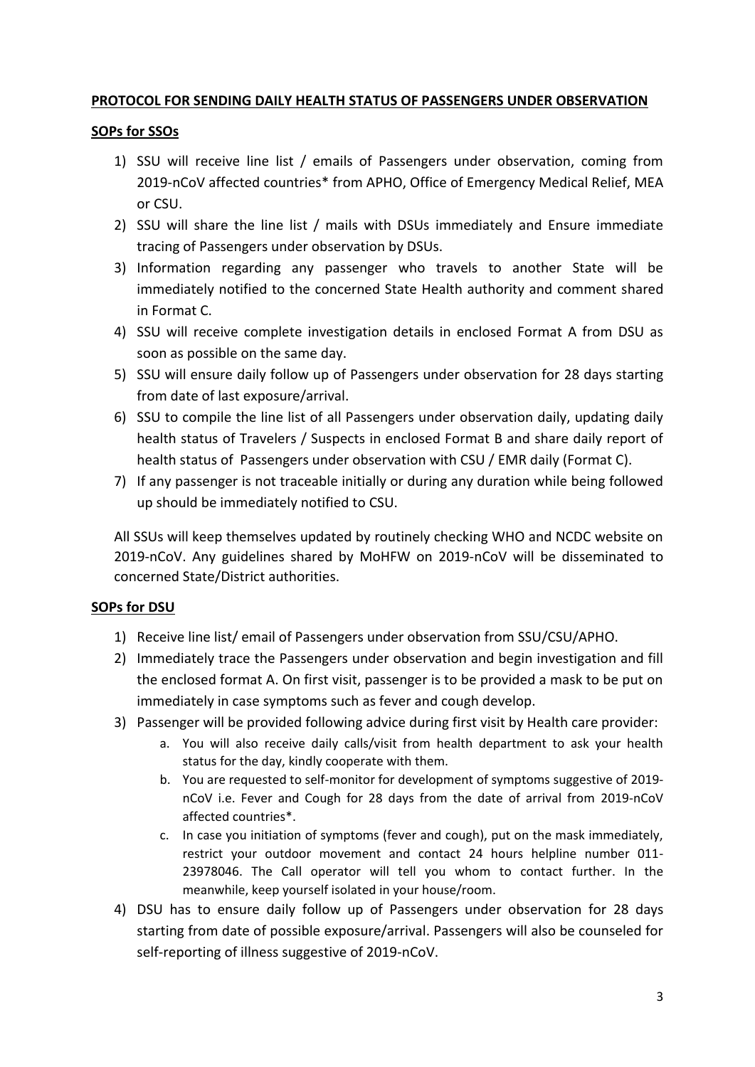**PROTOCOL FOR SENDING DAILY HEALTH STATUS OF PASSENGERS UNDER OBSERVATION**

**SOPs for SSOs**

1) SSU will receive line list / emails of Passengers under observation, coming from 2019-nCoV affected countries* from APHO, Office of Emergency Medical Relief, MEA or CSU.
2) SSU will share the line list / mails with DSUs immediately and Ensure immediate tracing of Passengers under observation by DSUs.
3) Information regarding any passenger who travels to another State will be immediately notified to the concerned State Health authority and comment shared in Format C.
4) SSU will receive complete investigation details in enclosed Format A from DSU as soon as possible on the same day.
5) SSU will ensure daily follow up of Passengers under observation for 28 days starting from date of last exposure/arrival.
6) SSU to compile the line list of all Passengers under observation daily, updating daily health status of Travelers / Suspects in enclosed Format B and share daily report of health status of Passengers under observation with CSU / EMR daily (Format C).
7) If any passenger is not traceable initially or during any duration while being followed up should be immediately notified to CSU.

All SSUs will keep themselves updated by routinely checking WHO and NCDC website on 2019-nCoV. Any guidelines shared by MoHFW on 2019-nCoV will be disseminated to concerned State/District authorities.

**SOPs for DSU**

1) Receive line list/ email of Passengers under observation from SSU/CSU/APHO.
2) Immediately trace the Passengers under observation and begin investigation and fill the enclosed format A. On first visit, passenger is to be provided a mask to be put on immediately in case symptoms such as fever and cough develop.
3) Passenger will be provided following advice during first visit by Health care provider:
   a. You will also receive daily calls/visit from health department to ask your health status for the day, kindly cooperate with them.
   b. You are requested to self-monitor for development of symptoms suggestive of 2019-nCoV i.e. Fever and Cough for 28 days from the date of arrival from 2019-nCoV affected countries*.
   c. In case you initiation of symptoms (fever and cough), put on the mask immediately, restrict your outdoor movement and contact 24 hours helpline number 011-23978046. The Call operator will tell you whom to contact further. In the meanwhile, keep yourself isolated in your house/room.
4) DSU has to ensure daily follow up of Passengers under observation for 28 days starting from date of possible exposure/arrival. Passengers will also be counseled for self-reporting of illness suggestive of 2019-nCoV.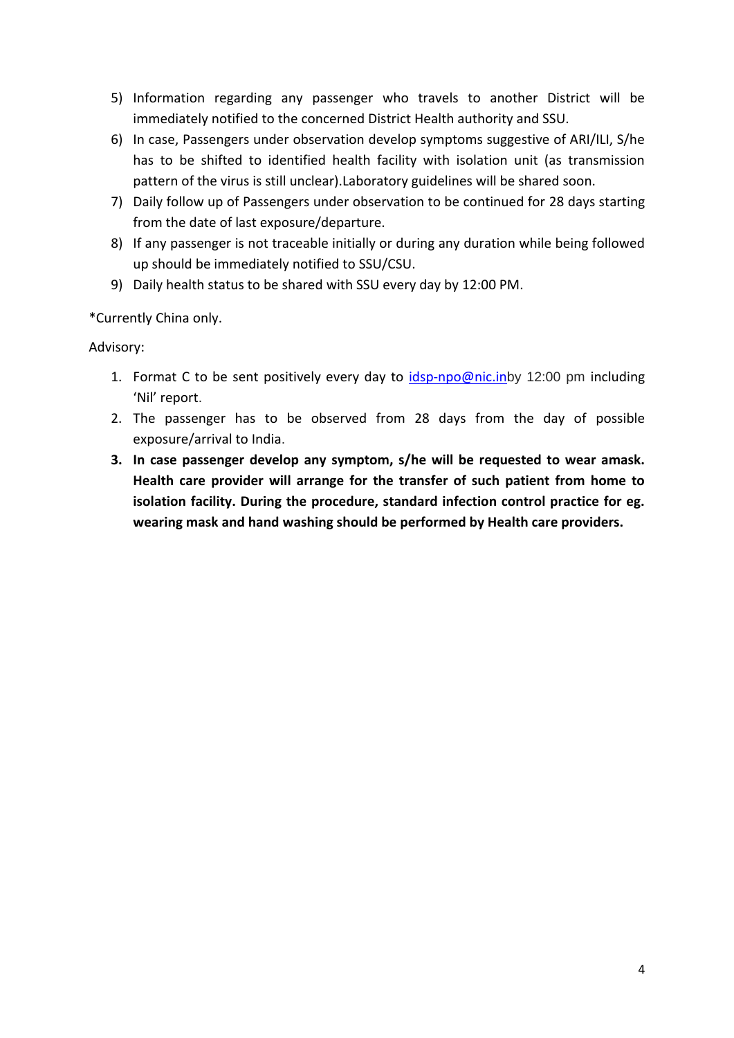5) Information regarding any passenger who travels to another District will be immediately notified to the concerned District Health authority and SSU.
6) In case, Passengers under observation develop symptoms suggestive of ARI/ILI, S/he has to be shifted to identified health facility with isolation unit (as transmission pattern of the virus is still unclear).Laboratory guidelines will be shared soon.
7) Daily follow up of Passengers under observation to be continued for 28 days starting from the date of last exposure/departure.
8) If any passenger is not traceable initially or during any duration while being followed up should be immediately notified to SSU/CSU.
9) Daily health status to be shared with SSU every day by 12:00 PM.

*Currently China only.

Advisory:

1. Format C to be sent positively every day to idsp-npo@nic.inby 12:00 pm including 'Nil' report.
2. The passenger has to be observed from 28 days from the day of possible exposure/arrival to India.
3. **In case passenger develop any symptom, s/he will be requested to wear amask. Health care provider will arrange for the transfer of such patient from home to isolation facility. During the procedure, standard infection control practice for eg. wearing mask and hand washing should be performed by Health care providers.**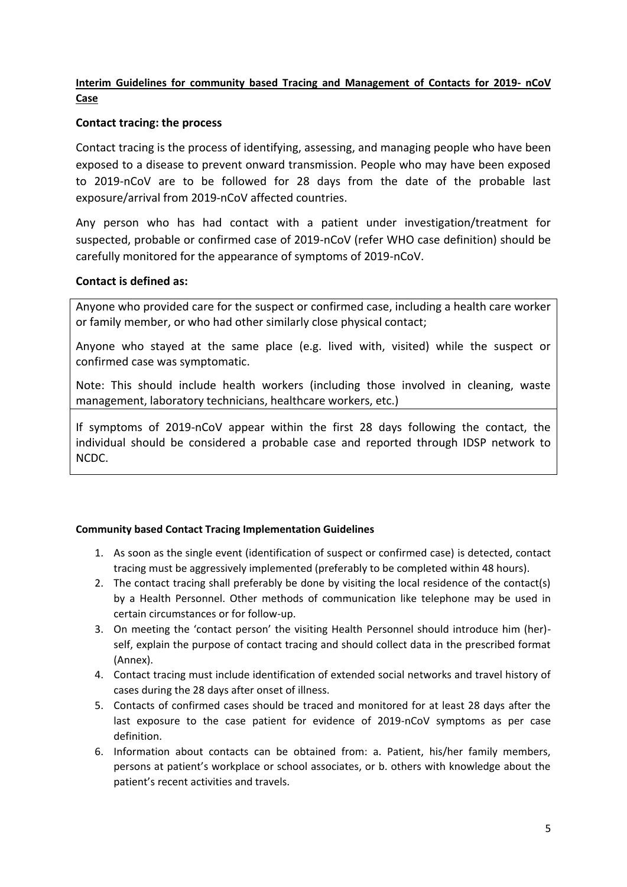**Interim Guidelines for community based Tracing and Management of Contacts for 2019- nCoV Case**

## Contact tracing: the process

Contact tracing is the process of identifying, assessing, and managing people who have been exposed to a disease to prevent onward transmission. People who may have been exposed to 2019-nCoV are to be followed for 28 days from the date of the probable last exposure/arrival from 2019-nCoV affected countries.

Any person who has had contact with a patient under investigation/treatment for suspected, probable or confirmed case of 2019-nCoV (refer WHO case definition) should be carefully monitored for the appearance of symptoms of 2019-nCoV.

## Contact is defined as:

Anyone who provided care for the suspect or confirmed case, including a health care worker or family member, or who had other similarly close physical contact;

Anyone who stayed at the same place (e.g. lived with, visited) while the suspect or confirmed case was symptomatic.

Note: This should include health workers (including those involved in cleaning, waste management, laboratory technicians, healthcare workers, etc.)

If symptoms of 2019-nCoV appear within the first 28 days following the contact, the individual should be considered a probable case and reported through IDSP network to NCDC.

**Community based Contact Tracing Implementation Guidelines**

1. As soon as the single event (identification of suspect or confirmed case) is detected, contact tracing must be aggressively implemented (preferably to be completed within 48 hours).
2. The contact tracing shall preferably be done by visiting the local residence of the contact(s) by a Health Personnel. Other methods of communication like telephone may be used in certain circumstances or for follow-up.
3. On meeting the 'contact person' the visiting Health Personnel should introduce him (her)-self, explain the purpose of contact tracing and should collect data in the prescribed format (Annex).
4. Contact tracing must include identification of extended social networks and travel history of cases during the 28 days after onset of illness.
5. Contacts of confirmed cases should be traced and monitored for at least 28 days after the last exposure to the case patient for evidence of 2019-nCoV symptoms as per case definition.
6. Information about contacts can be obtained from: a. Patient, his/her family members, persons at patient's workplace or school associates, or b. others with knowledge about the patient's recent activities and travels.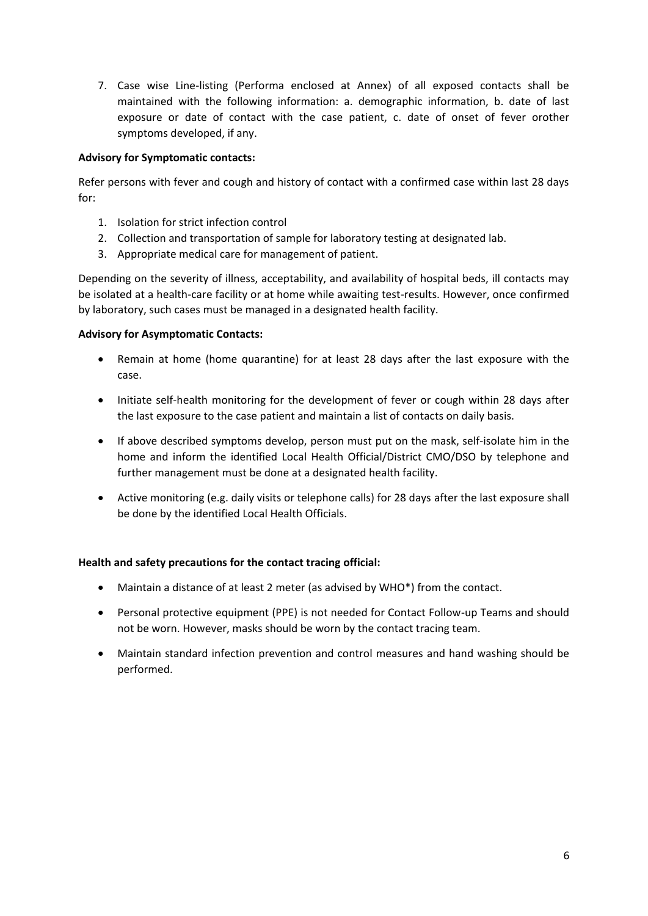7. Case wise Line-listing (Performa enclosed at Annex) of all exposed contacts shall be maintained with the following information: a. demographic information, b. date of last exposure or date of contact with the case patient, c. date of onset of fever orother symptoms developed, if any.

**Advisory for Symptomatic contacts:**

Refer persons with fever and cough and history of contact with a confirmed case within last 28 days for:

1. Isolation for strict infection control
2. Collection and transportation of sample for laboratory testing at designated lab.
3. Appropriate medical care for management of patient.

Depending on the severity of illness, acceptability, and availability of hospital beds, ill contacts may be isolated at a health-care facility or at home while awaiting test-results. However, once confirmed by laboratory, such cases must be managed in a designated health facility.

**Advisory for Asymptomatic Contacts:**

- Remain at home (home quarantine) for at least 28 days after the last exposure with the case.
- Initiate self-health monitoring for the development of fever or cough within 28 days after the last exposure to the case patient and maintain a list of contacts on daily basis.
- If above described symptoms develop, person must put on the mask, self-isolate him in the home and inform the identified Local Health Official/District CMO/DSO by telephone and further management must be done at a designated health facility.
- Active monitoring (e.g. daily visits or telephone calls) for 28 days after the last exposure shall be done by the identified Local Health Officials.

**Health and safety precautions for the contact tracing official:**

- Maintain a distance of at least 2 meter (as advised by WHO*) from the contact.
- Personal protective equipment (PPE) is not needed for Contact Follow-up Teams and should not be worn. However, masks should be worn by the contact tracing team.
- Maintain standard infection prevention and control measures and hand washing should be performed.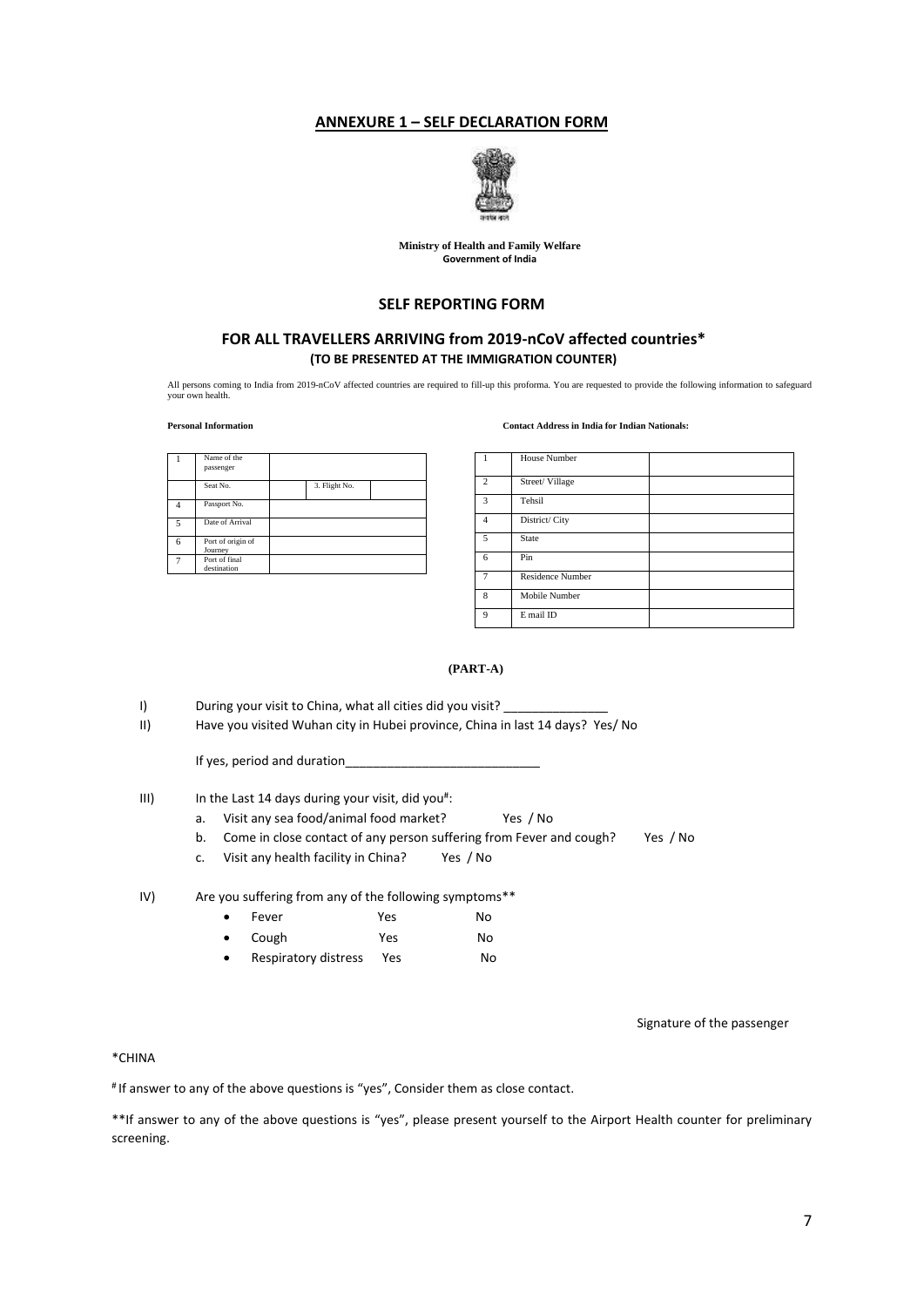## ANNEXURE 1 – SELF DECLARATION FORM

**Ministry of Health and Family Welfare**
**Government of India**

### SELF REPORTING FORM

### FOR ALL TRAVELLERS ARRIVING from 2019-nCoV affected countries*
**(TO BE PRESENTED AT THE IMMIGRATION COUNTER)**

All persons coming to India from 2019-nCoV affected countries are required to fill-up this proforma. You are requested to provide the following information to safeguard your own health.

**Personal Information**

| 1 | Name of the passenger | | | |
|---|---|---|---|---|
| | Seat No. | | 3. Flight No. | |
| 4 | Passport No. | | | |
| 5 | Date of Arrival | | | |
| 6 | Port of origin of Journey | | | |
| 7 | Port of final destination | | | |

**Contact Address in India for Indian Nationals:**

| 1 | House Number | |
|---|---|---|
| 2 | Street/ Village | |
| 3 | Tehsil | |
| 4 | District/ City | |
| 5 | State | |
| 6 | Pin | |
| 7 | Residence Number | |
| 8 | Mobile Number | |
| 9 | E mail ID | |

**(PART-A)**

I) During your visit to China, what all cities did you visit? _______________

II) Have you visited Wuhan city in Hubei province, China in last 14 days? Yes/ No

If yes, period and duration____________________________

III) In the Last 14 days during your visit, did you[#]:

a. Visit any sea food/animal food market? Yes / No
b. Come in close contact of any person suffering from Fever and cough? Yes / No
c. Visit any health facility in China? Yes / No

IV) Are you suffering from any of the following symptoms**

- Fever Yes No
- Cough Yes No
- Respiratory distress Yes No

Signature of the passenger

*CHINA

[#] If answer to any of the above questions is "yes", Consider them as close contact.

**If answer to any of the above questions is "yes", please present yourself to the Airport Health counter for preliminary screening.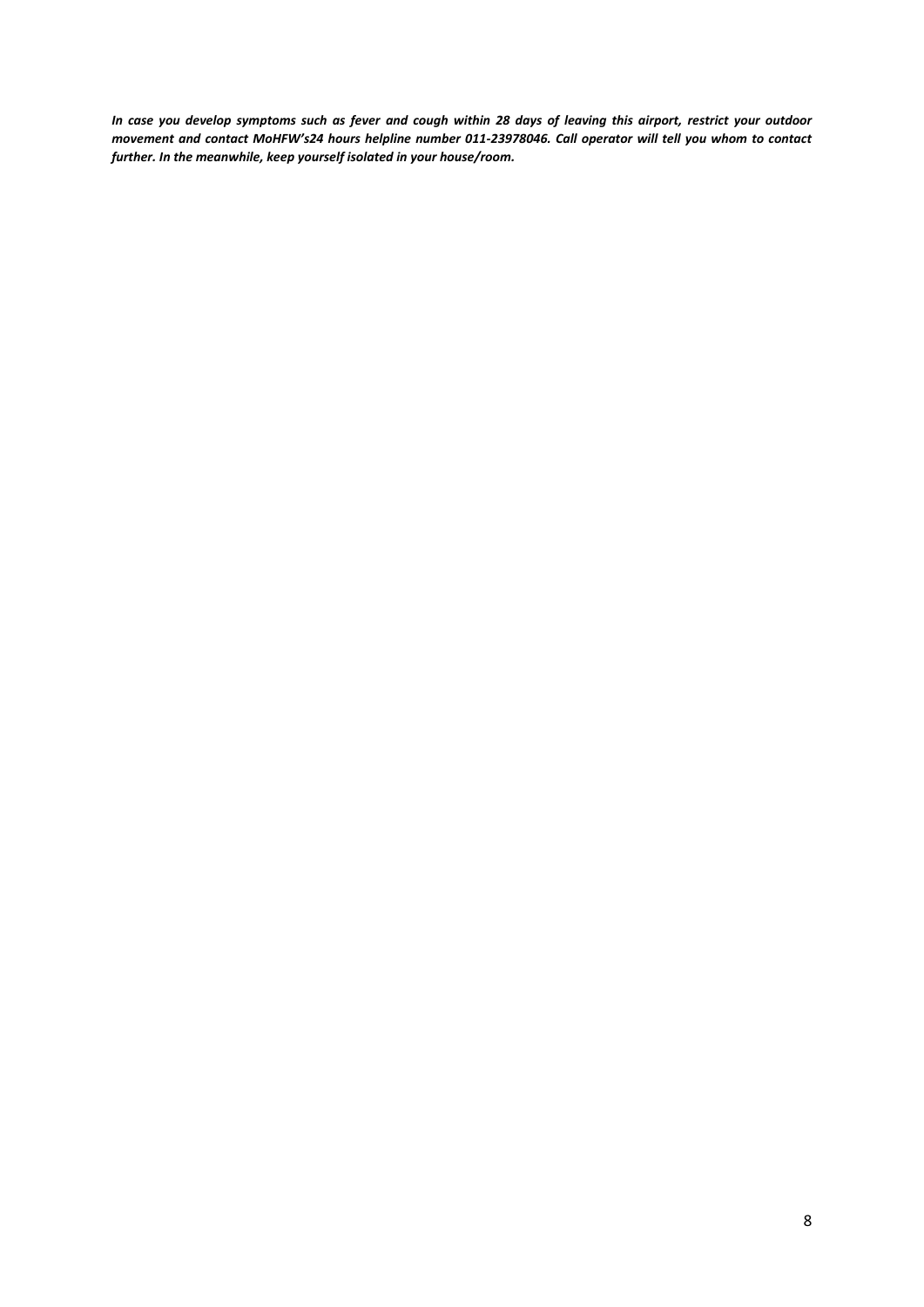***In case you develop symptoms such as fever and cough within 28 days of leaving this airport, restrict your outdoor movement and contact MoHFW's24 hours helpline number 011-23978046. Call operator will tell you whom to contact further. In the meanwhile, keep yourself isolated in your house/room.***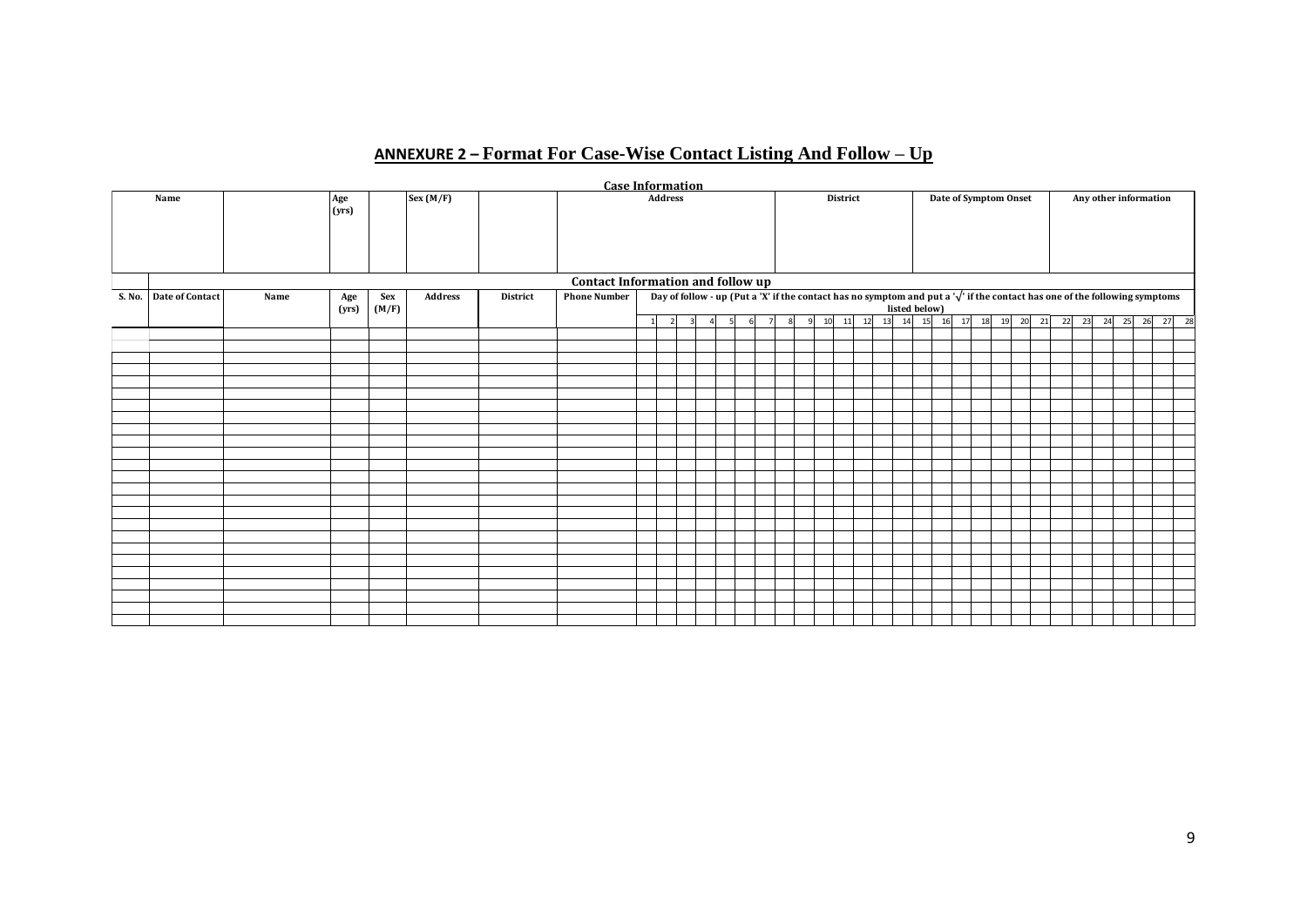## ANNEXURE 2 – Format For Case-Wise Contact Listing And Follow – Up

**Case Information**

| Name | | Age (yrs) | | Sex (M/F) | | Address | District | Date of Symptom Onset | Any other information |
|---|---|---|---|---|---|---|---|---|---|
| | | | | | | | | | |

**Contact Information and follow up**

| S. No. | Date of Contact | Name | Age (yrs) | Sex (M/F) | Address | District | Phone Number | Day of follow - up (Put a 'X' if the contact has no symptom and put a '√' if the contact has one of the following symptoms listed below) | | | | | | | | | | | | | | | | | | | | | | | | | | | |
|---|---|---|---|---|---|---|---|---|---|---|---|---|---|---|---|---|---|---|---|---|---|---|---|---|---|---|---|---|---|---|---|---|---|---|---|
| | | | | | | | | 1 | 2 | 3 | 4 | 5 | 6 | 7 | 8 | 9 | 10 | 11 | 12 | 13 | 14 | 15 | 16 | 17 | 18 | 19 | 20 | 21 | 22 | 23 | 24 | 25 | 26 | 27 | 28 |
| | | | | | | | | | | | | | | | | | | | | | | | | | | | | | | | | | | | |
| | | | | | | | | | | | | | | | | | | | | | | | | | | | | | | | | | | | |
| | | | | | | | | | | | | | | | | | | | | | | | | | | | | | | | | | | | |
| | | | | | | | | | | | | | | | | | | | | | | | | | | | | | | | | | | | |
| | | | | | | | | | | | | | | | | | | | | | | | | | | | | | | | | | | | |
| | | | | | | | | | | | | | | | | | | | | | | | | | | | | | | | | | | | |
| | | | | | | | | | | | | | | | | | | | | | | | | | | | | | | | | | | | |
| | | | | | | | | | | | | | | | | | | | | | | | | | | | | | | | | | | | |
| | | | | | | | | | | | | | | | | | | | | | | | | | | | | | | | | | | | |
| | | | | | | | | | | | | | | | | | | | | | | | | | | | | | | | | | | | |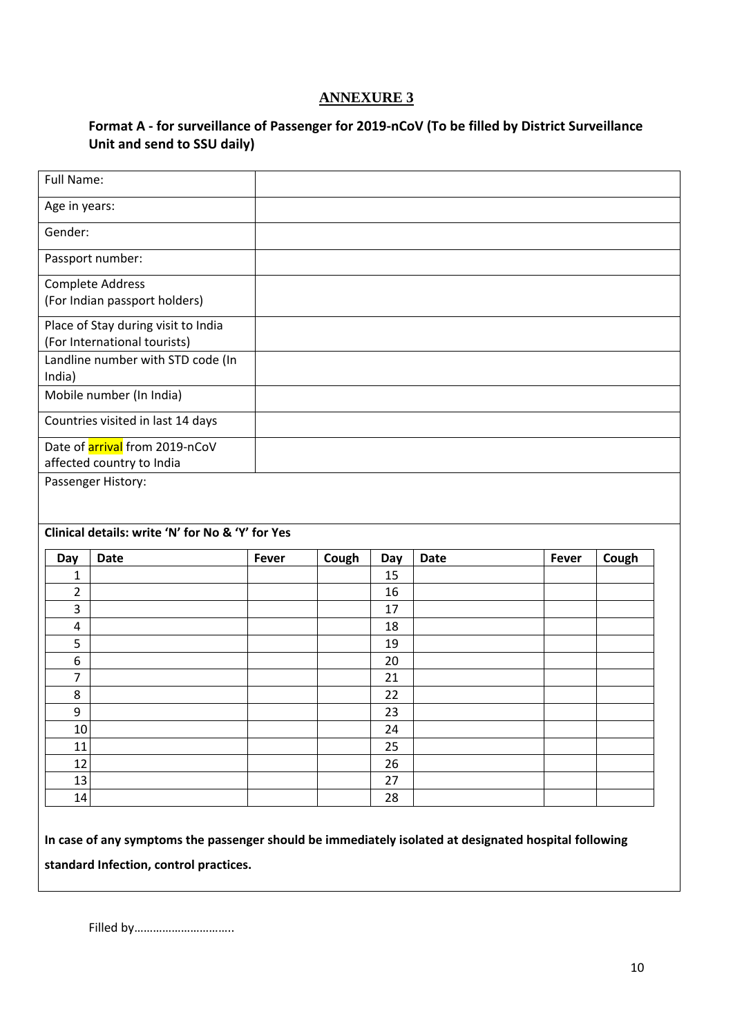# ANNEXURE 3

**Format A - for surveillance of Passenger for 2019-nCoV (To be filled by District Surveillance Unit and send to SSU daily)**

| Full Name: | |
|---|---|
| Age in years: | |
| Gender: | |
| Passport number: | |
| Complete Address (For Indian passport holders) | |
| Place of Stay during visit to India (For International tourists) | |
| Landline number with STD code (In India) | |
| Mobile number (In India) | |
| Countries visited in last 14 days | |
| Date of arrival from 2019-nCoV affected country to India | |

Passenger History:

**Clinical details: write 'N' for No & 'Y' for Yes**

| Day | Date | Fever | Cough | Day | Date | Fever | Cough |
|---|---|---|---|---|---|---|---|
| 1 | | | | 15 | | | |
| 2 | | | | 16 | | | |
| 3 | | | | 17 | | | |
| 4 | | | | 18 | | | |
| 5 | | | | 19 | | | |
| 6 | | | | 20 | | | |
| 7 | | | | 21 | | | |
| 8 | | | | 22 | | | |
| 9 | | | | 23 | | | |
| 10 | | | | 24 | | | |
| 11 | | | | 25 | | | |
| 12 | | | | 26 | | | |
| 13 | | | | 27 | | | |
| 14 | | | | 28 | | | |

**In case of any symptoms the passenger should be immediately isolated at designated hospital following standard Infection, control practices.**

Filled by…………………………..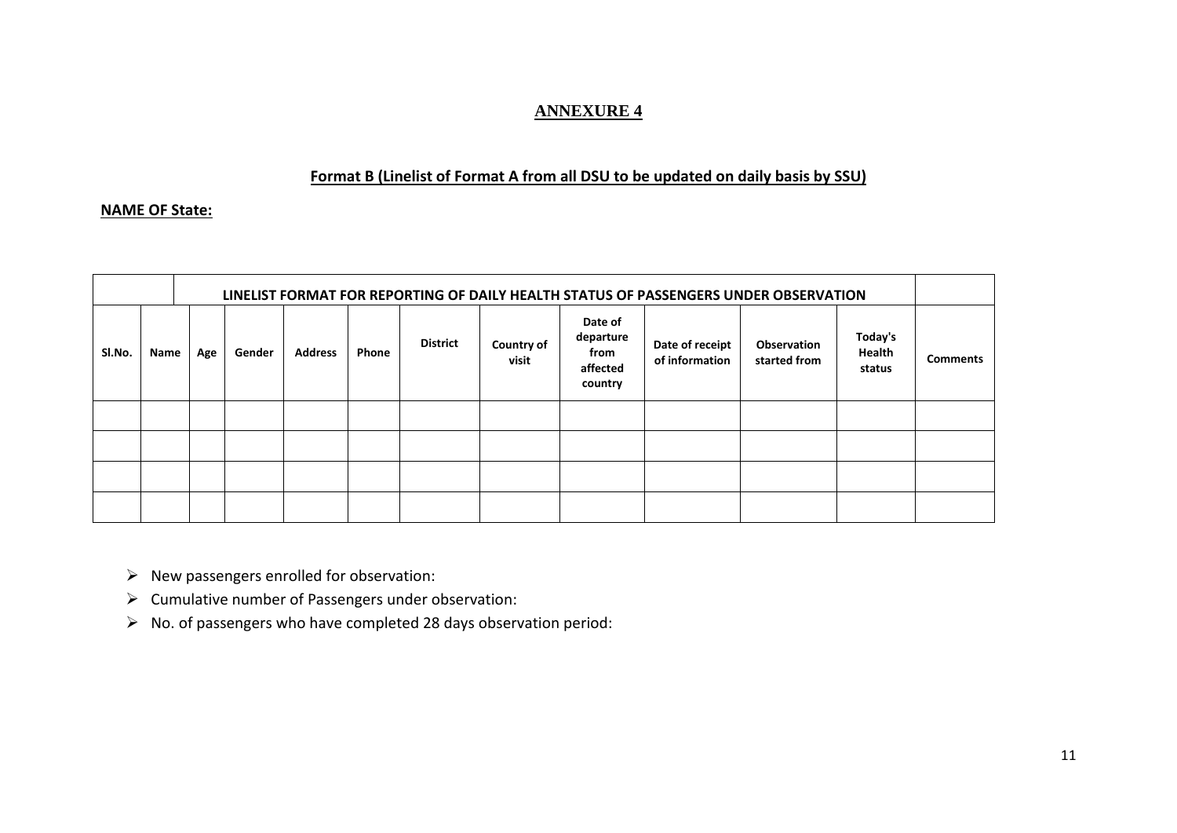# ANNEXURE 4

## Format B (Linelist of Format A from all DSU to be updated on daily basis by SSU)

**NAME OF State:**

| | | LINELIST FORMAT FOR REPORTING OF DAILY HEALTH STATUS OF PASSENGERS UNDER OBSERVATION | | | | | | | | | | |
|---|---|---|---|---|---|---|---|---|---|---|---|---|
| Sl.No. | Name | Age | Gender | Address | Phone | District | Country of visit | Date of departure from affected country | Date of receipt of information | Observation started from | Today's Health status | Comments |
| | | | | | | | | | | | | |
| | | | | | | | | | | | | |
| | | | | | | | | | | | | |
| | | | | | | | | | | | | |

- New passengers enrolled for observation:
- Cumulative number of Passengers under observation:
- No. of passengers who have completed 28 days observation period: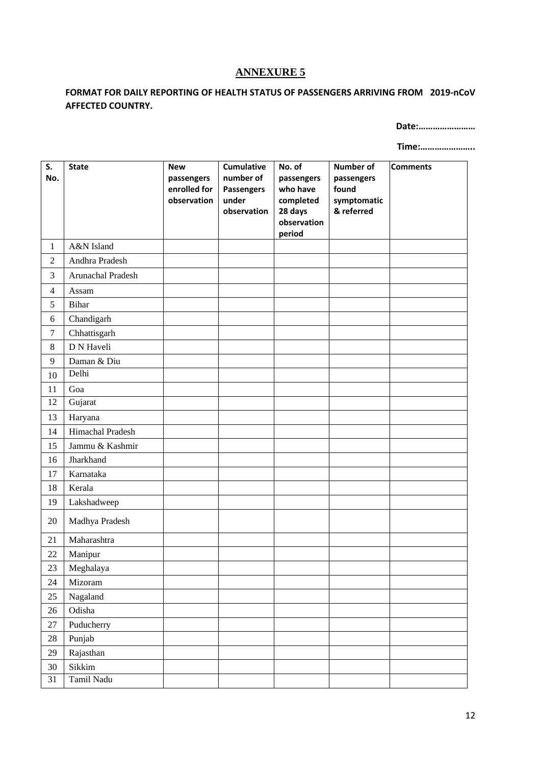# ANNEXURE 5

**FORMAT FOR DAILY REPORTING OF HEALTH STATUS OF PASSENGERS ARRIVING FROM 2019-nCoV AFFECTED COUNTRY.**

**Date:……………………**

**Time:…………………..**

| S. No. | State | New passengers enrolled for observation | Cumulative number of Passengers under observation | No. of passengers who have completed 28 days observation period | Number of passengers found symptomatic & referred | Comments |
|---|---|---|---|---|---|---|
| 1 | A&N Island | | | | | |
| 2 | Andhra Pradesh | | | | | |
| 3 | Arunachal Pradesh | | | | | |
| 4 | Assam | | | | | |
| 5 | Bihar | | | | | |
| 6 | Chandigarh | | | | | |
| 7 | Chhattisgarh | | | | | |
| 8 | D N Haveli | | | | | |
| 9 | Daman & Diu | | | | | |
| 10 | Delhi | | | | | |
| 11 | Goa | | | | | |
| 12 | Gujarat | | | | | |
| 13 | Haryana | | | | | |
| 14 | Himachal Pradesh | | | | | |
| 15 | Jammu & Kashmir | | | | | |
| 16 | Jharkhand | | | | | |
| 17 | Karnataka | | | | | |
| 18 | Kerala | | | | | |
| 19 | Lakshadweep | | | | | |
| 20 | Madhya Pradesh | | | | | |
| 21 | Maharashtra | | | | | |
| 22 | Manipur | | | | | |
| 23 | Meghalaya | | | | | |
| 24 | Mizoram | | | | | |
| 25 | Nagaland | | | | | |
| 26 | Odisha | | | | | |
| 27 | Puducherry | | | | | |
| 28 | Punjab | | | | | |
| 29 | Rajasthan | | | | | |
| 30 | Sikkim | | | | | |
| 31 | Tamil Nadu | | | | | |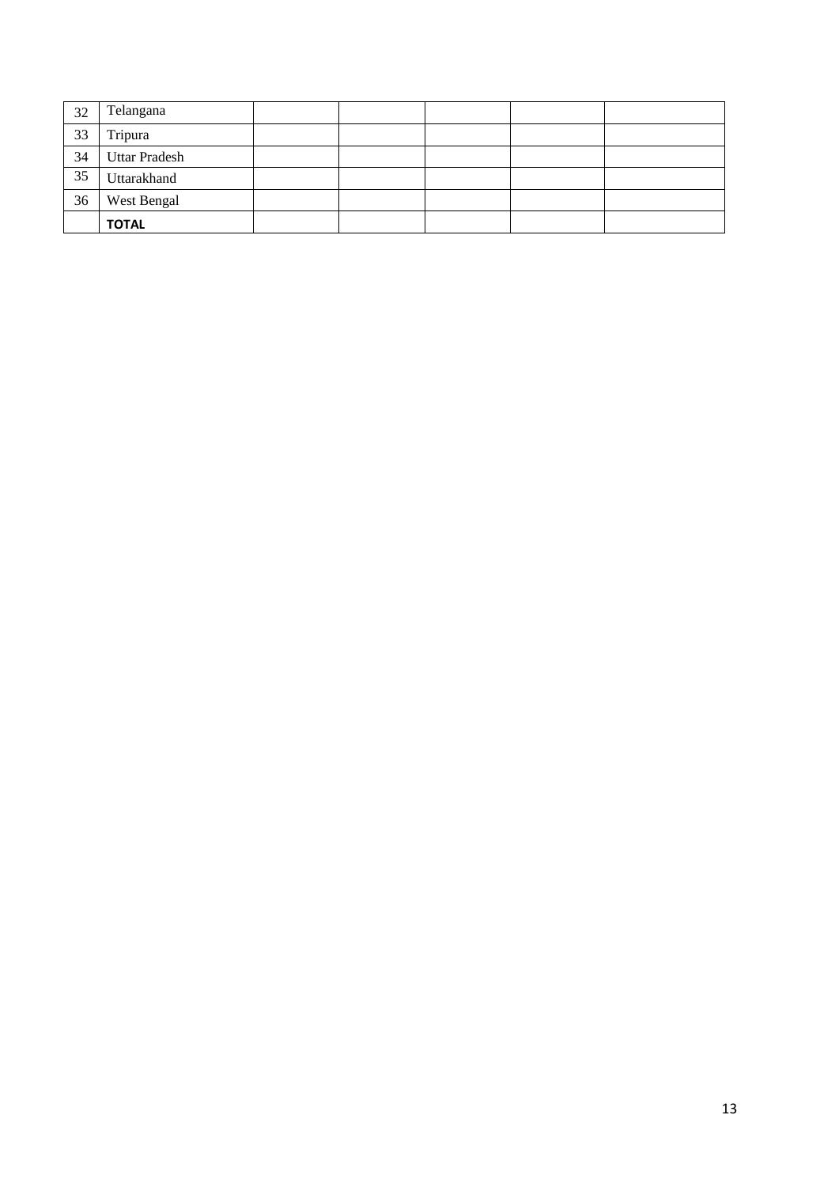| | | | | | | |
|---|---|---|---|---|---|---|
| 32 | Telangana | | | | | |
| 33 | Tripura | | | | | |
| 34 | Uttar Pradesh | | | | | |
| 35 | Uttarakhand | | | | | |
| 36 | West Bengal | | | | | |
| | **TOTAL** | | | | | |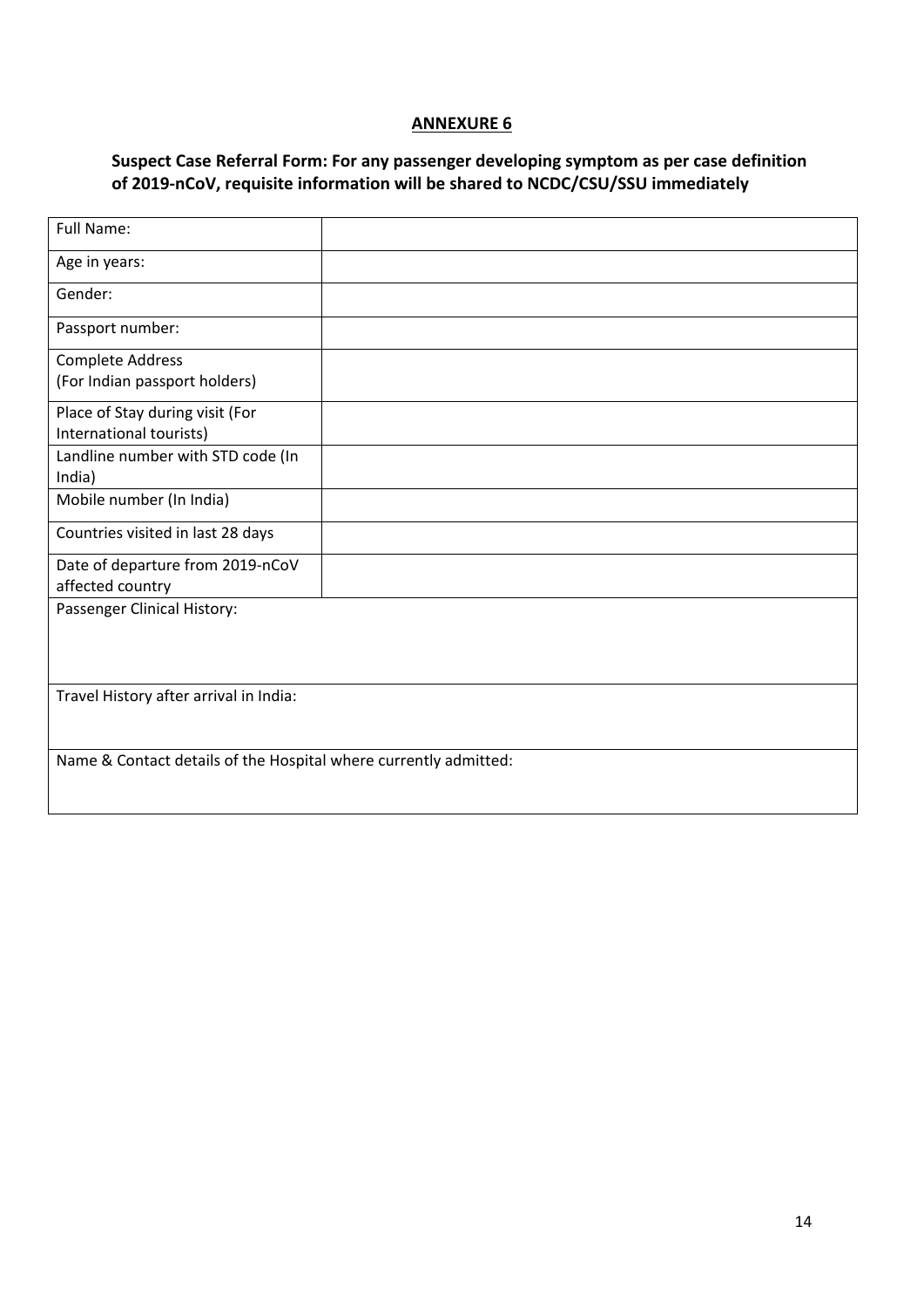## ANNEXURE 6

### Suspect Case Referral Form: For any passenger developing symptom as per case definition of 2019-nCoV, requisite information will be shared to NCDC/CSU/SSU immediately

| | |
|---|---|
| Full Name: | |
| Age in years: | |
| Gender: | |
| Passport number: | |
| Complete Address (For Indian passport holders) | |
| Place of Stay during visit (For International tourists) | |
| Landline number with STD code (In India) | |
| Mobile number (In India) | |
| Countries visited in last 28 days | |
| Date of departure from 2019-nCoV affected country | |
| Passenger Clinical History: | |
| Travel History after arrival in India: | |
| Name & Contact details of the Hospital where currently admitted: | |